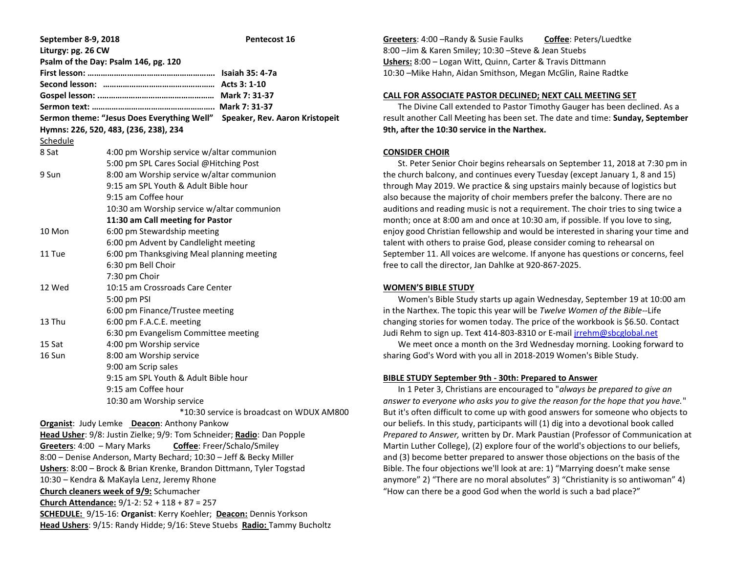**September 8-9, 2018** **Pentecost 16**

**Liturgy: pg. 26 CW**

**Psalm of the Day: Psalm 146, pg. 120**

**First lesson: …………………………………………………. Isaiah 35: 4-7a**

**Second lesson: ……………………………………………. Acts 3: 1-10**

**Gospel lesson: ............................................... Mark 7: 31-37**

**Sermon text: ………………………………………………. Mark 7: 31-37**

**Sermon theme: "Jesus Does Everything Well" Speaker, Rev. Aaron Kristopeit**

**Hymns: 226, 520, 483, (236, 238), 234**

Schedule

| | |
|---|---|
| 8 Sat | 4:00 pm Worship service w/altar communion |
| | 5:00 pm SPL Cares Social @Hitching Post |
| 9 Sun | 8:00 am Worship service w/altar communion |
| | 9:15 am SPL Youth & Adult Bible hour |
| | 9:15 am Coffee hour |
| | 10:30 am Worship service w/altar communion |
| | **11:30 am Call meeting for Pastor** |
| 10 Mon | 6:00 pm Stewardship meeting |
| | 6:00 pm Advent by Candlelight meeting |
| 11 Tue | 6:00 pm Thanksgiving Meal planning meeting |
| | 6:30 pm Bell Choir |
| | 7:30 pm Choir |
| 12 Wed | 10:15 am Crossroads Care Center |
| | 5:00 pm PSI |
| | 6:00 pm Finance/Trustee meeting |
| 13 Thu | 6:00 pm F.A.C.E. meeting |
| | 6:30 pm Evangelism Committee meeting |
| 15 Sat | 4:00 pm Worship service |
| 16 Sun | 8:00 am Worship service |
| | 9:00 am Scrip sales |
| | 9:15 am SPL Youth & Adult Bible hour |
| | 9:15 am Coffee hour |
| | 10:30 am Worship service |

*10:30 service is broadcast on WDUX AM800

**Organist**: Judy Lemke **Deacon**: Anthony Pankow

**Head Usher**: 9/8: Justin Zielke; 9/9: Tom Schneider; **Radio**: Dan Popple

**Greeters**: 4:00 – Mary Marks **Coffee**: Freer/Schalo/Smiley

8:00 – Denise Anderson, Marty Bechard; 10:30 – Jeff & Becky Miller

**Ushers**: 8:00 – Brock & Brian Krenke, Brandon Dittmann, Tyler Togstad

10:30 – Kendra & MaKayla Lenz, Jeremy Rhone

**Church cleaners week of 9/9:** Schumacher

**Church Attendance:** 9/1-2: 52 + 118 + 87 = 257

**SCHEDULE:** 9/15-16: **Organist**: Kerry Koehler; **Deacon:** Dennis Yorkson

**Head Ushers**: 9/15: Randy Hidde; 9/16: Steve Stuebs **Radio:** Tammy Bucholtz

**Greeters**: 4:00 –Randy & Susie Faulks **Coffee**: Peters/Luedtke

8:00 –Jim & Karen Smiley; 10:30 –Steve & Jean Stuebs

**Ushers:** 8:00 – Logan Witt, Quinn, Carter & Travis Dittmann

10:30 –Mike Hahn, Aidan Smithson, Megan McGlin, Raine Radtke

## CALL FOR ASSOCIATE PASTOR DECLINED; NEXT CALL MEETING SET

The Divine Call extended to Pastor Timothy Gauger has been declined. As a result another Call Meeting has been set. The date and time: **Sunday, September 9th, after the 10:30 service in the Narthex.**

## CONSIDER CHOIR

St. Peter Senior Choir begins rehearsals on September 11, 2018 at 7:30 pm in the church balcony, and continues every Tuesday (except January 1, 8 and 15) through May 2019. We practice & sing upstairs mainly because of logistics but also because the majority of choir members prefer the balcony. There are no auditions and reading music is not a requirement. The choir tries to sing twice a month; once at 8:00 am and once at 10:30 am, if possible. If you love to sing, enjoy good Christian fellowship and would be interested in sharing your time and talent with others to praise God, please consider coming to rehearsal on September 11. All voices are welcome. If anyone has questions or concerns, feel free to call the director, Jan Dahlke at 920-867-2025.

## WOMEN'S BIBLE STUDY

Women's Bible Study starts up again Wednesday, September 19 at 10:00 am in the Narthex. The topic this year will be *Twelve Women of the Bible*--Life changing stories for women today. The price of the workbook is $6.50. Contact Judi Rehm to sign up. Text 414-803-8310 or E-mail jrrehm@sbcglobal.net

We meet once a month on the 3rd Wednesday morning. Looking forward to sharing God's Word with you all in 2018-2019 Women's Bible Study.

## BIBLE STUDY September 9th - 30th: Prepared to Answer

In 1 Peter 3, Christians are encouraged to "*always be prepared to give an answer to everyone who asks you to give the reason for the hope that you have.*" But it's often difficult to come up with good answers for someone who objects to our beliefs. In this study, participants will (1) dig into a devotional book called *Prepared to Answer,* written by Dr. Mark Paustian (Professor of Communication at Martin Luther College), (2) explore four of the world's objections to our beliefs, and (3) become better prepared to answer those objections on the basis of the Bible. The four objections we'll look at are: 1) "Marrying doesn't make sense anymore" 2) "There are no moral absolutes" 3) "Christianity is so antiwoman" 4) "How can there be a good God when the world is such a bad place?"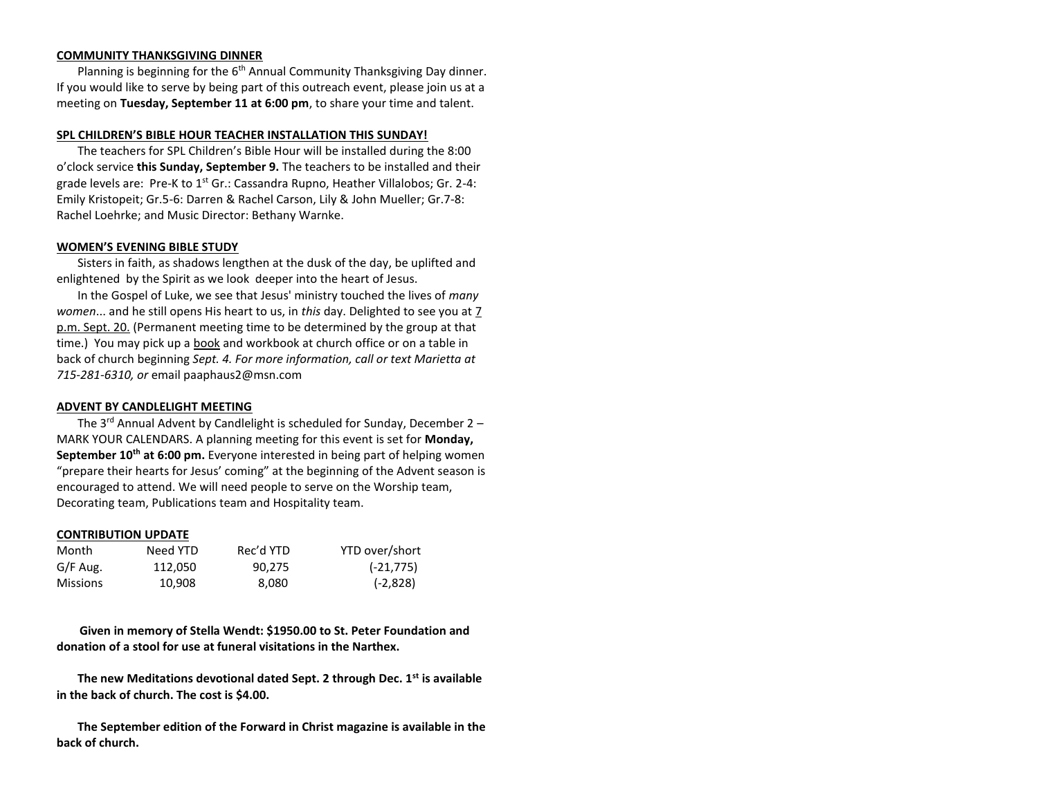**COMMUNITY THANKSGIVING DINNER**

Planning is beginning for the 6th Annual Community Thanksgiving Day dinner. If you would like to serve by being part of this outreach event, please join us at a meeting on **Tuesday, September 11 at 6:00 pm**, to share your time and talent.

**SPL CHILDREN'S BIBLE HOUR TEACHER INSTALLATION THIS SUNDAY!**

The teachers for SPL Children's Bible Hour will be installed during the 8:00 o'clock service **this Sunday, September 9.** The teachers to be installed and their grade levels are: Pre-K to 1st Gr.: Cassandra Rupno, Heather Villalobos; Gr. 2-4: Emily Kristopeit; Gr.5-6: Darren & Rachel Carson, Lily & John Mueller; Gr.7-8: Rachel Loehrke; and Music Director: Bethany Warnke.

**WOMEN'S EVENING BIBLE STUDY**

Sisters in faith, as shadows lengthen at the dusk of the day, be uplifted and enlightened by the Spirit as we look deeper into the heart of Jesus.

In the Gospel of Luke, we see that Jesus' ministry touched the lives of *many women*... and he still opens His heart to us, in *this* day. Delighted to see you at 7 p.m. Sept. 20. (Permanent meeting time to be determined by the group at that time.) You may pick up a book and workbook at church office or on a table in back of church beginning *Sept. 4. For more information, call or text Marietta at 715-281-6310, or* email paaphaus2@msn.com

**ADVENT BY CANDLELIGHT MEETING**

The 3rd Annual Advent by Candlelight is scheduled for Sunday, December 2 – MARK YOUR CALENDARS. A planning meeting for this event is set for **Monday, September 10th at 6:00 pm.** Everyone interested in being part of helping women "prepare their hearts for Jesus' coming" at the beginning of the Advent season is encouraged to attend. We will need people to serve on the Worship team, Decorating team, Publications team and Hospitality team.

**CONTRIBUTION UPDATE**

| Month | Need YTD | Rec'd YTD | YTD over/short |
|---|---|---|---|
| G/F Aug. | 112,050 | 90,275 | (-21,775) |
| Missions | 10,908 | 8,080 | (-2,828) |

**Given in memory of Stella Wendt: $1950.00 to St. Peter Foundation and donation of a stool for use at funeral visitations in the Narthex.**

**The new Meditations devotional dated Sept. 2 through Dec. 1st is available in the back of church. The cost is $4.00.**

**The September edition of the Forward in Christ magazine is available in the back of church.**